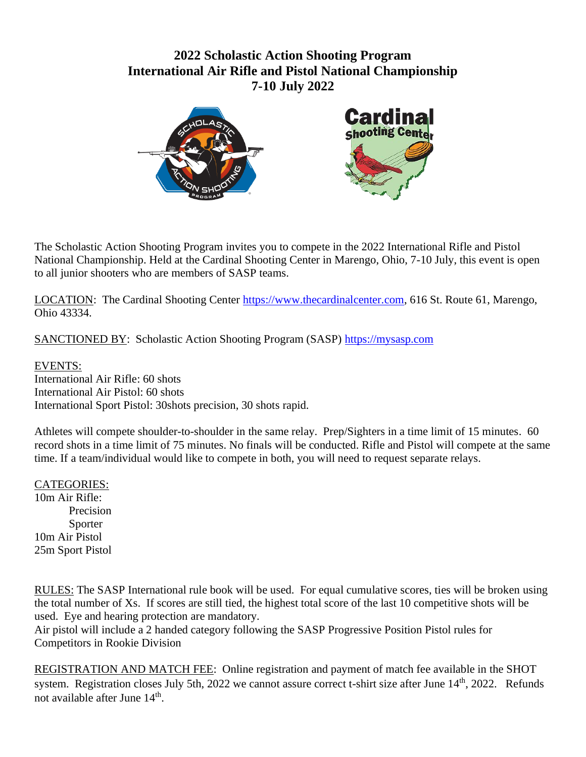# 2022 Scholastic Action Shooting Program
# International Air Rifle and Pistol National Championship
# 7-10 July 2022

The Scholastic Action Shooting Program invites you to compete in the 2022 International Rifle and Pistol National Championship. Held at the Cardinal Shooting Center in Marengo, Ohio, 7-10 July, this event is open to all junior shooters who are members of SASP teams.

LOCATION: The Cardinal Shooting Center https://www.thecardinalcenter.com, 616 St. Route 61, Marengo, Ohio 43334.

SANCTIONED BY: Scholastic Action Shooting Program (SASP) https://mysasp.com

EVENTS:
International Air Rifle: 60 shots
International Air Pistol: 60 shots
International Sport Pistol: 30shots precision, 30 shots rapid.

Athletes will compete shoulder-to-shoulder in the same relay. Prep/Sighters in a time limit of 15 minutes. 60 record shots in a time limit of 75 minutes. No finals will be conducted. Rifle and Pistol will compete at the same time. If a team/individual would like to compete in both, you will need to request separate relays.

CATEGORIES:
10m Air Rifle:
- Precision
- Sporter

10m Air Pistol
25m Sport Pistol

RULES: The SASP International rule book will be used. For equal cumulative scores, ties will be broken using the total number of Xs. If scores are still tied, the highest total score of the last 10 competitive shots will be used. Eye and hearing protection are mandatory.
Air pistol will include a 2 handed category following the SASP Progressive Position Pistol rules for Competitors in Rookie Division

REGISTRATION AND MATCH FEE: Online registration and payment of match fee available in the SHOT system. Registration closes July 5th, 2022 we cannot assure correct t-shirt size after June 14th, 2022. Refunds not available after June 14th.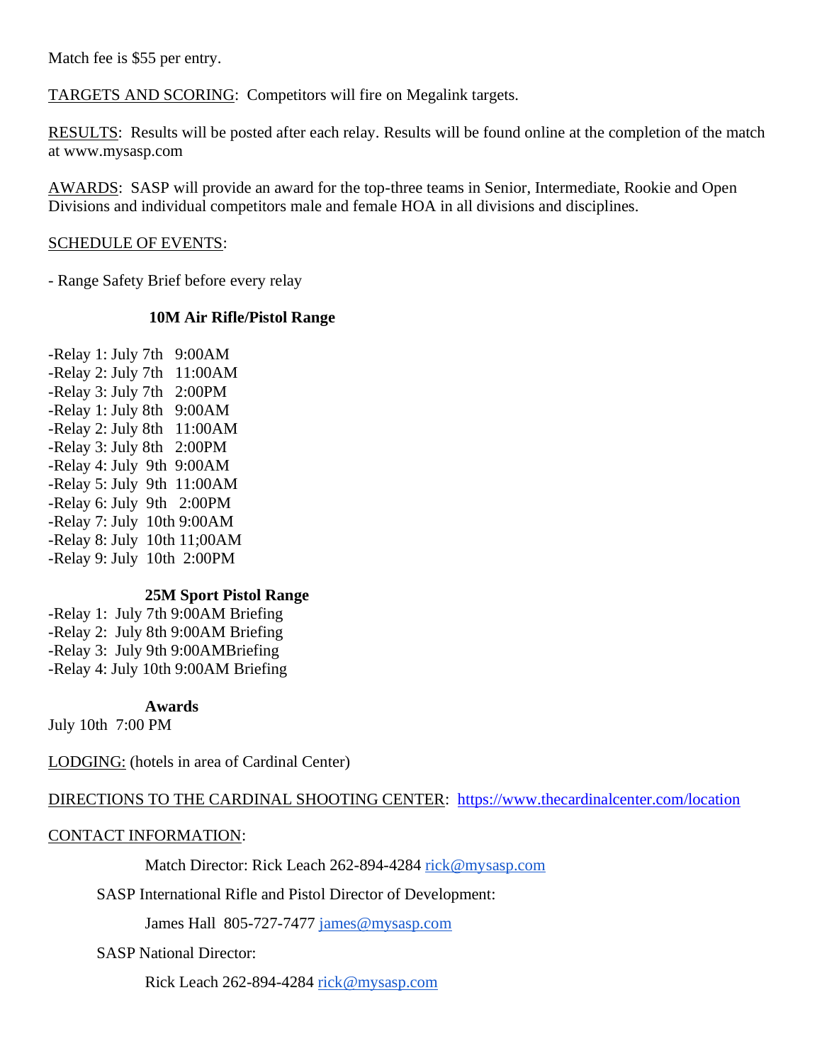Match fee is $55 per entry.

TARGETS AND SCORING: Competitors will fire on Megalink targets.

RESULTS: Results will be posted after each relay. Results will be found online at the completion of the match at www.mysasp.com

AWARDS: SASP will provide an award for the top-three teams in Senior, Intermediate, Rookie and Open Divisions and individual competitors male and female HOA in all divisions and disciplines.

SCHEDULE OF EVENTS:

- Range Safety Brief before every relay

**10M Air Rifle/Pistol Range**

-Relay 1: July 7th 9:00AM
-Relay 2: July 7th 11:00AM
-Relay 3: July 7th 2:00PM
-Relay 1: July 8th 9:00AM
-Relay 2: July 8th 11:00AM
-Relay 3: July 8th 2:00PM
-Relay 4: July 9th 9:00AM
-Relay 5: July 9th 11:00AM
-Relay 6: July 9th 2:00PM
-Relay 7: July 10th 9:00AM
-Relay 8: July 10th 11;00AM
-Relay 9: July 10th 2:00PM

**25M Sport Pistol Range**

-Relay 1: July 7th 9:00AM Briefing
-Relay 2: July 8th 9:00AM Briefing
-Relay 3: July 9th 9:00AMBriefing
-Relay 4: July 10th 9:00AM Briefing

**Awards**

July 10th 7:00 PM

LODGING: (hotels in area of Cardinal Center)

DIRECTIONS TO THE CARDINAL SHOOTING CENTER: https://www.thecardinalcenter.com/location

CONTACT INFORMATION:

Match Director: Rick Leach 262-894-4284 rick@mysasp.com

SASP International Rifle and Pistol Director of Development:

James Hall 805-727-7477 james@mysasp.com

SASP National Director:

Rick Leach 262-894-4284 rick@mysasp.com